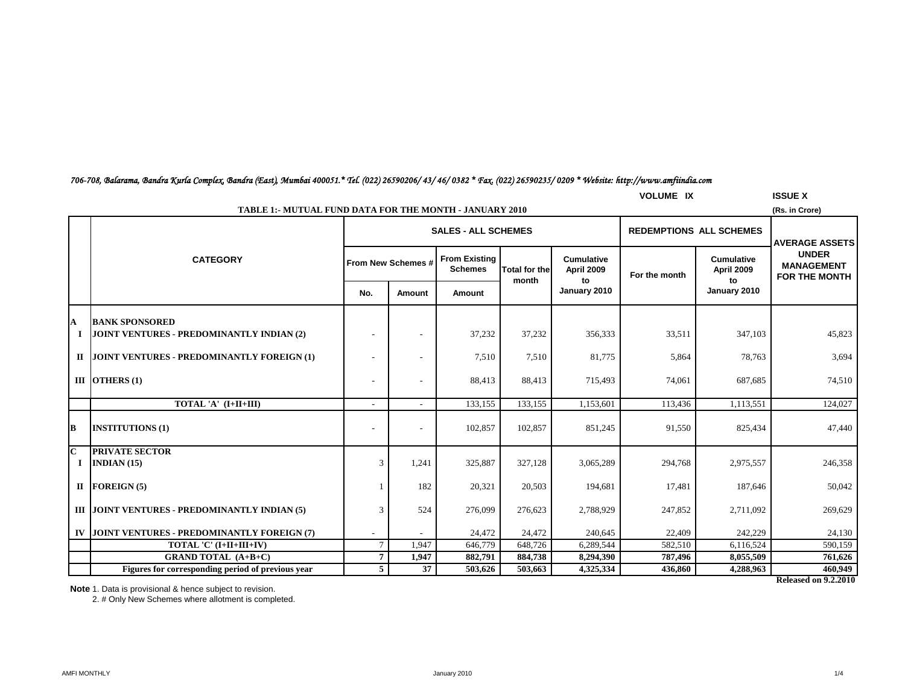*706-708, Balarama, Bandra Kurla Complex, Bandra (East), Mumbai 400051.* Tel. (022) 26590206/ 43/ 46/ 0382 * Fax. (022) 26590235/ 0209 * Website: http://www.amfiindia.com*

**VOLUME IX** **ISSUE X**

**TABLE 1:- MUTUAL FUND DATA FOR THE MONTH - JANUARY 2010**

(Rs. in Crore)

| | CATEGORY | SALES - ALL SCHEMES | | | | | REDEMPTIONS ALL SCHEMES | | AVERAGE ASSETS UNDER MANAGEMENT FOR THE MONTH |
|---|---|---|---|---|---|---|---|---|---|
| | | From New Schemes # | | From Existing Schemes | Total for the month | Cumulative April 2009 to January 2010 | For the month | Cumulative April 2009 to January 2010 | |
| | | No. | Amount | Amount | | | | | |
| **A** | **BANK SPONSORED** | | | | | | | | |
| **I** | **JOINT VENTURES - PREDOMINANTLY INDIAN (2)** | - | - | 37,232 | 37,232 | 356,333 | 33,511 | 347,103 | 45,823 |
| **II** | **JOINT VENTURES - PREDOMINANTLY FOREIGN (1)** | - | - | 7,510 | 7,510 | 81,775 | 5,864 | 78,763 | 3,694 |
| **III** | **OTHERS (1)** | - | - | 88,413 | 88,413 | 715,493 | 74,061 | 687,685 | 74,510 |
| | **TOTAL 'A' (I+II+III)** | - | - | 133,155 | 133,155 | 1,153,601 | 113,436 | 1,113,551 | 124,027 |
| **B** | **INSTITUTIONS (1)** | - | - | 102,857 | 102,857 | 851,245 | 91,550 | 825,434 | 47,440 |
| **C** | **PRIVATE SECTOR** | | | | | | | | |
| **I** | **INDIAN (15)** | 3 | 1,241 | 325,887 | 327,128 | 3,065,289 | 294,768 | 2,975,557 | 246,358 |
| **II** | **FOREIGN (5)** | 1 | 182 | 20,321 | 20,503 | 194,681 | 17,481 | 187,646 | 50,042 |
| **III** | **JOINT VENTURES - PREDOMINANTLY INDIAN (5)** | 3 | 524 | 276,099 | 276,623 | 2,788,929 | 247,852 | 2,711,092 | 269,629 |
| **IV** | **JOINT VENTURES - PREDOMINANTLY FOREIGN (7)** | - | - | 24,472 | 24,472 | 240,645 | 22,409 | 242,229 | 24,130 |
| | **TOTAL 'C' (I+II+III+IV)** | 7 | 1,947 | 646,779 | 648,726 | 6,289,544 | 582,510 | 6,116,524 | 590,159 |
| | **GRAND TOTAL (A+B+C)** | **7** | **1,947** | **882,791** | **884,738** | **8,294,390** | **787,496** | **8,055,509** | **761,626** |
| | **Figures for corresponding period of previous year** | **5** | **37** | **503,626** | **503,663** | **4,325,334** | **436,860** | **4,288,963** | **460,949** |

**Released on 9.2.2010**

**Note** 1. Data is provisional & hence subject to revision.

2. # Only New Schemes where allotment is completed.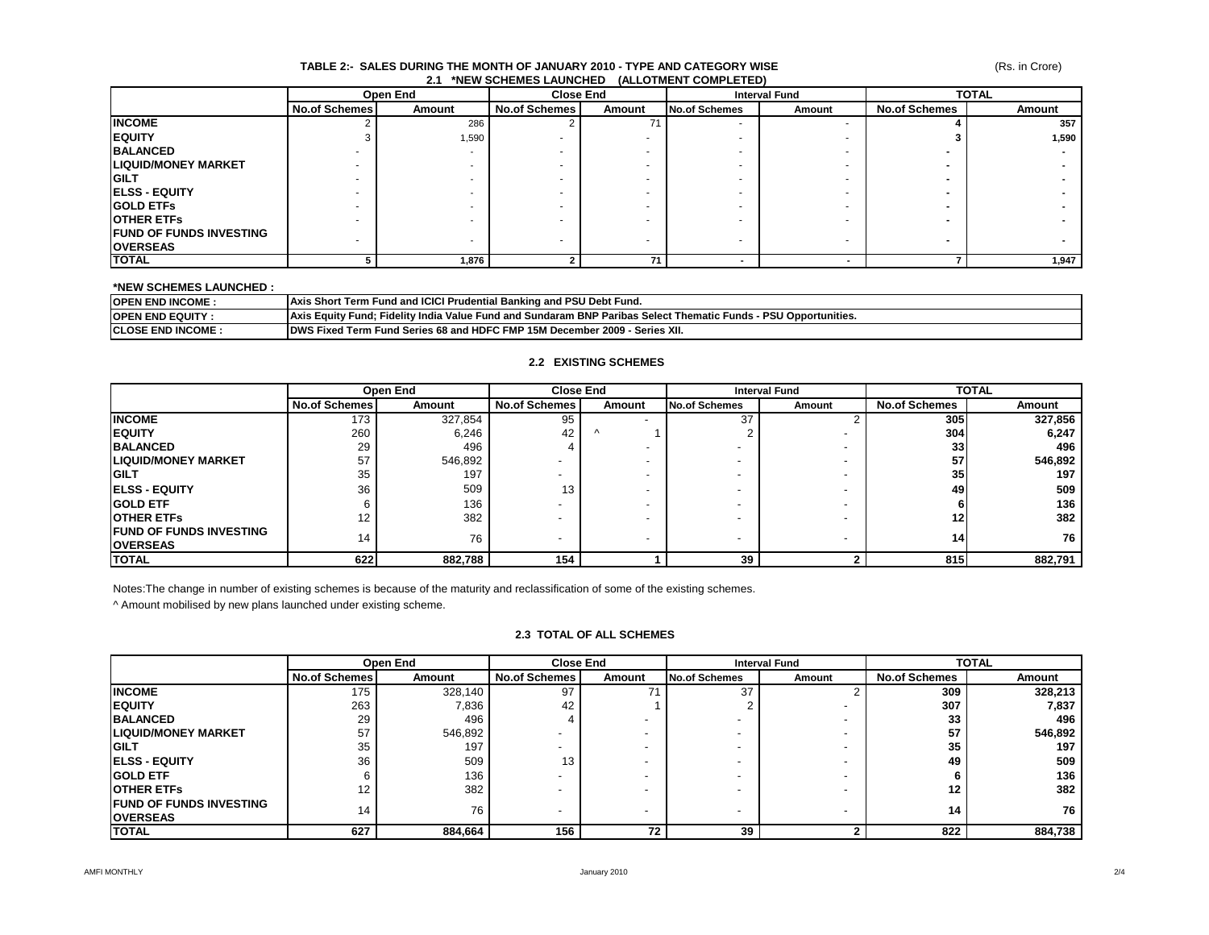## TABLE 2:- SALES DURING THE MONTH OF JANUARY 2010 - TYPE AND CATEGORY WISE

(Rs. in Crore)

### 2.1 *NEW SCHEMES LAUNCHED (ALLOTMENT COMPLETED)

| | Open End | | Close End | | Interval Fund | | TOTAL | |
|---|---|---|---|---|---|---|---|---|
| | No.of Schemes | Amount | No.of Schemes | Amount | No.of Schemes | Amount | No.of Schemes | Amount |
| **INCOME** | 2 | 286 | 2 | 71 | - | - | **4** | **357** |
| **EQUITY** | 3 | 1,590 | - | - | - | - | **3** | **1,590** |
| **BALANCED** | - | - | - | - | - | - | **-** | **-** |
| **LIQUID/MONEY MARKET** | - | - | - | - | - | - | **-** | **-** |
| **GILT** | - | - | - | - | - | - | **-** | **-** |
| **ELSS - EQUITY** | - | - | - | - | - | - | **-** | **-** |
| **GOLD ETFs** | - | - | - | - | - | - | **-** | **-** |
| **OTHER ETFs** | - | - | - | - | - | - | **-** | **-** |
| **FUND OF FUNDS INVESTING OVERSEAS** | - | - | - | - | - | - | **-** | **-** |
| **TOTAL** | **5** | **1,876** | **2** | **71** | **-** | **-** | **7** | **1,947** |

**\*NEW SCHEMES LAUNCHED :**

| | |
|---|---|
| **OPEN END INCOME :** | **Axis Short Term Fund and ICICI Prudential Banking and PSU Debt Fund.** |
| **OPEN END EQUITY :** | **Axis Equity Fund; Fidelity India Value Fund and Sundaram BNP Paribas Select Thematic Funds - PSU Opportunities.** |
| **CLOSE END INCOME :** | **DWS Fixed Term Fund Series 68 and HDFC FMP 15M December 2009 - Series XII.** |

### 2.2 EXISTING SCHEMES

| | Open End | | Close End | | Interval Fund | | TOTAL | |
|---|---|---|---|---|---|---|---|---|
| | No.of Schemes | Amount | No.of Schemes | Amount | No.of Schemes | Amount | No.of Schemes | Amount |
| **INCOME** | 173 | 327,854 | 95 | - | 37 | 2 | **305** | **327,856** |
| **EQUITY** | 260 | 6,246 | 42 | ^ 1 | 2 | - | **304** | **6,247** |
| **BALANCED** | 29 | 496 | 4 | - | - | - | **33** | **496** |
| **LIQUID/MONEY MARKET** | 57 | 546,892 | - | - | - | - | **57** | **546,892** |
| **GILT** | 35 | 197 | - | - | - | - | **35** | **197** |
| **ELSS - EQUITY** | 36 | 509 | 13 | - | - | - | **49** | **509** |
| **GOLD ETF** | 6 | 136 | - | - | - | - | **6** | **136** |
| **OTHER ETFs** | 12 | 382 | - | - | - | - | **12** | **382** |
| **FUND OF FUNDS INVESTING OVERSEAS** | 14 | 76 | - | - | - | - | **14** | **76** |
| **TOTAL** | **622** | **882,788** | **154** | **1** | **39** | **2** | **815** | **882,791** |

Notes:The change in number of existing schemes is because of the maturity and reclassification of some of the existing schemes.

^ Amount mobilised by new plans launched under existing scheme.

### 2.3 TOTAL OF ALL SCHEMES

| | Open End | | Close End | | Interval Fund | | TOTAL | |
|---|---|---|---|---|---|---|---|---|
| | No.of Schemes | Amount | No.of Schemes | Amount | No.of Schemes | Amount | No.of Schemes | Amount |
| **INCOME** | 175 | 328,140 | 97 | 71 | 37 | 2 | **309** | **328,213** |
| **EQUITY** | 263 | 7,836 | 42 | 1 | 2 | - | **307** | **7,837** |
| **BALANCED** | 29 | 496 | 4 | - | - | - | **33** | **496** |
| **LIQUID/MONEY MARKET** | 57 | 546,892 | - | - | - | - | **57** | **546,892** |
| **GILT** | 35 | 197 | - | - | - | - | **35** | **197** |
| **ELSS - EQUITY** | 36 | 509 | 13 | - | - | - | **49** | **509** |
| **GOLD ETF** | 6 | 136 | - | - | - | - | **6** | **136** |
| **OTHER ETFs** | 12 | 382 | - | - | - | - | **12** | **382** |
| **FUND OF FUNDS INVESTING OVERSEAS** | 14 | 76 | - | - | - | - | **14** | **76** |
| **TOTAL** | **627** | **884,664** | **156** | **72** | **39** | **2** | **822** | **884,738** |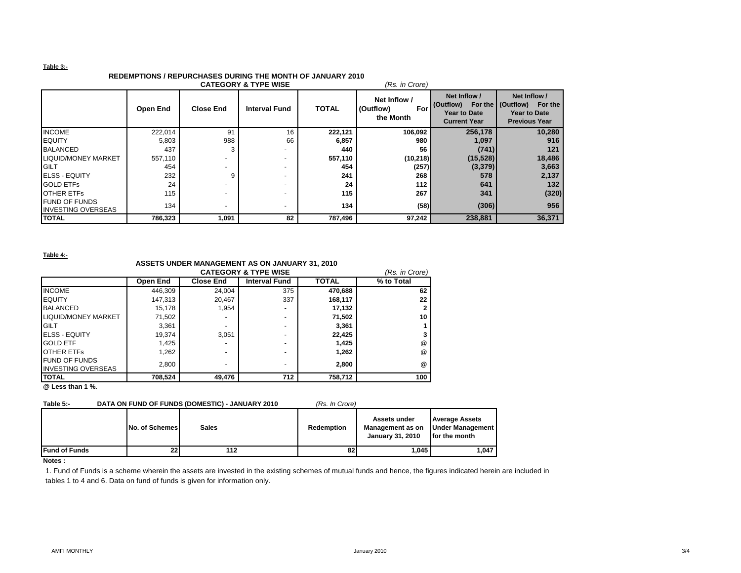**Table 3:-**

### REDEMPTIONS / REPURCHASES DURING THE MONTH OF JANUARY 2010
### CATEGORY & TYPE WISE

*(Rs. in Crore)*

| | Open End | Close End | Interval Fund | TOTAL | Net Inflow / (Outflow) For the Month | Net Inflow / (Outflow) For the Year to Date Current Year | Net Inflow / (Outflow) For the Year to Date Previous Year |
|---|---|---|---|---|---|---|---|
| INCOME | 222,014 | 91 | 16 | **222,121** | **106,092** | **256,178** | **10,280** |
| EQUITY | 5,803 | 988 | 66 | **6,857** | **980** | **1,097** | **916** |
| BALANCED | 437 | 3 | - | **440** | **56** | **(741)** | **121** |
| LIQUID/MONEY MARKET | 557,110 | - | - | **557,110** | **(10,218)** | **(15,528)** | **18,486** |
| GILT | 454 | - | - | **454** | **(257)** | **(3,379)** | **3,663** |
| ELSS - EQUITY | 232 | 9 | - | **241** | **268** | **578** | **2,137** |
| GOLD ETFs | 24 | - | - | **24** | **112** | **641** | **132** |
| OTHER ETFs | 115 | - | - | **115** | **267** | **341** | **(320)** |
| FUND OF FUNDS INVESTING OVERSEAS | 134 | - | - | **134** | **(58)** | **(306)** | **956** |
| **TOTAL** | **786,323** | **1,091** | **82** | **787,496** | **97,242** | **238,881** | **36,371** |

**Table 4:-**

### ASSETS UNDER MANAGEMENT AS ON JANUARY 31, 2010
### CATEGORY & TYPE WISE

*(Rs. in Crore)*

| | Open End | Close End | Interval Fund | TOTAL | % to Total |
|---|---|---|---|---|---|
| INCOME | 446,309 | 24,004 | 375 | **470,688** | **62** |
| EQUITY | 147,313 | 20,467 | 337 | **168,117** | **22** |
| BALANCED | 15,178 | 1,954 | - | **17,132** | **2** |
| LIQUID/MONEY MARKET | 71,502 | - | - | **71,502** | **10** |
| GILT | 3,361 | - | - | **3,361** | **1** |
| ELSS - EQUITY | 19,374 | 3,051 | - | **22,425** | **3** |
| GOLD ETF | 1,425 | - | - | **1,425** | @ |
| OTHER ETFs | 1,262 | - | - | **1,262** | @ |
| FUND OF FUNDS INVESTING OVERSEAS | 2,800 | - | - | **2,800** | @ |
| **TOTAL** | **708,524** | **49,476** | **712** | **758,712** | **100** |

**@ Less than 1 %.**

**Table 5:- DATA ON FUND OF FUNDS (DOMESTIC) - JANUARY 2010** *(Rs. In Crore)*

| | No. of Schemes | Sales | Redemption | Assets under Management as on January 31, 2010 | Average Assets Under Management for the month |
|---|---|---|---|---|---|
| **Fund of Funds** | **22** | **112** | **82** | **1,045** | **1,047** |

**Notes :**

1. Fund of Funds is a scheme wherein the assets are invested in the existing schemes of mutual funds and hence, the figures indicated herein are included in tables 1 to 4 and 6. Data on fund of funds is given for information only.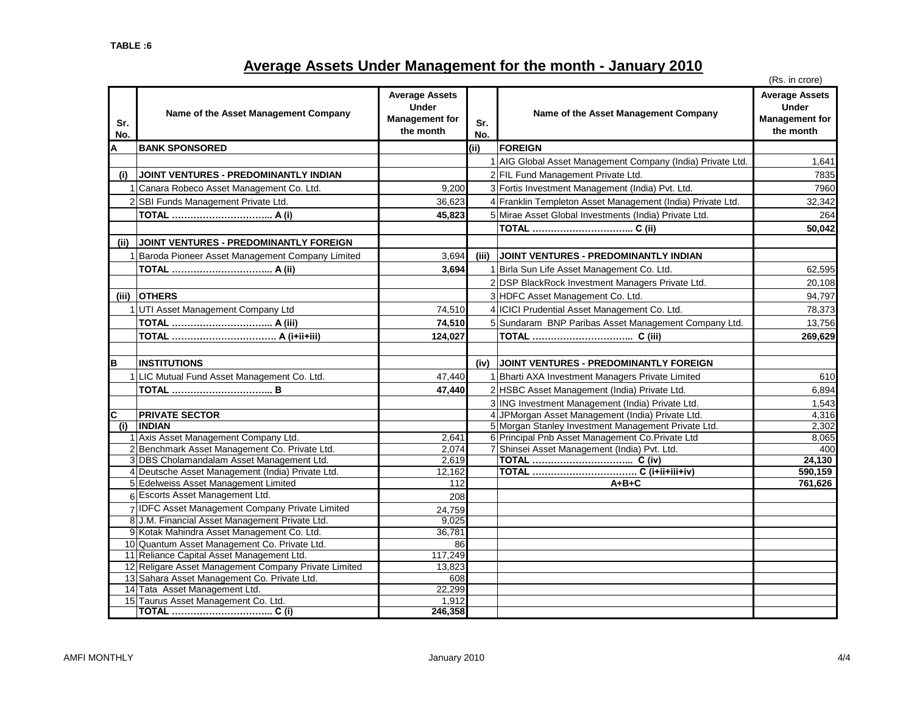**TABLE :6**

## Average Assets Under Management for the month - January 2010

(Rs. in crore)

| Sr. No. | Name of the Asset Management Company | Average Assets Under Management for the month | Sr. No. | Name of the Asset Management Company | Average Assets Under Management for the month |
|---|---|---|---|---|---|
| A | **BANK SPONSORED** | | (ii) | **FOREIGN** | |
| | | | 1 | AIG Global Asset Management Company (India) Private Ltd. | 1,641 |
| (i) | **JOINT VENTURES - PREDOMINANTLY INDIAN** | | 2 | FIL Fund Management Private Ltd. | 7835 |
| 1 | Canara Robeco Asset Management Co. Ltd. | 9,200 | 3 | Fortis Investment Management (India) Pvt. Ltd. | 7960 |
| 2 | SBI Funds Management Private Ltd. | 36,623 | 4 | Franklin Templeton Asset Management (India) Private Ltd. | 32,342 |
| | **TOTAL ………………………….. A (i)** | **45,823** | 5 | Mirae Asset Global Investments (India) Private Ltd. | 264 |
| | | | | **TOTAL ………………………….. C (ii)** | **50,042** |
| (ii) | **JOINT VENTURES - PREDOMINANTLY FOREIGN** | | | | |
| 1 | Baroda Pioneer Asset Management Company Limited | 3,694 | (iii) | **JOINT VENTURES - PREDOMINANTLY INDIAN** | |
| | **TOTAL ………………………….. A (ii)** | **3,694** | 1 | Birla Sun Life Asset Management Co. Ltd. | 62,595 |
| | | | 2 | DSP BlackRock Investment Managers Private Ltd. | 20,108 |
| (iii) | **OTHERS** | | 3 | HDFC Asset Management Co. Ltd. | 94,797 |
| 1 | UTI Asset Management Company Ltd | 74,510 | 4 | ICICI Prudential Asset Management Co. Ltd. | 78,373 |
| | **TOTAL ………………………….. A (iii)** | **74,510** | 5 | Sundaram BNP Paribas Asset Management Company Ltd. | 13,756 |
| | **TOTAL …………………………… A (i+ii+iii)** | **124,027** | | **TOTAL ………………………….. C (iii)** | **269,629** |
| | | | | | |
| B | **INSTITUTIONS** | | (iv) | **JOINT VENTURES - PREDOMINANTLY FOREIGN** | |
| 1 | LIC Mutual Fund Asset Management Co. Ltd. | 47,440 | 1 | Bharti AXA Investment Managers Private Limited | 610 |
| | **TOTAL ………………………….. B** | **47,440** | 2 | HSBC Asset Management (India) Private Ltd. | 6,894 |
| | | | 3 | ING Investment Management (India) Private Ltd. | 1,543 |
| C | **PRIVATE SECTOR** | | 4 | JPMorgan Asset Management (India) Private Ltd. | 4,316 |
| (i) | **INDIAN** | | 5 | Morgan Stanley Investment Management Private Ltd. | 2,302 |
| 1 | Axis Asset Management Company Ltd. | 2,641 | 6 | Principal Pnb Asset Management Co.Private Ltd | 8,065 |
| 2 | Benchmark Asset Management Co. Private Ltd. | 2,074 | 7 | Shinsei Asset Management (India) Pvt. Ltd. | 400 |
| 3 | DBS Cholamandalam Asset Management Ltd. | 2,619 | | **TOTAL ………………………….. C (iv)** | **24,130** |
| 4 | Deutsche Asset Management (India) Private Ltd. | 12,162 | | **TOTAL …………………………… C (i+ii+iii+iv)** | **590,159** |
| 5 | Edelweiss Asset Management Limited | 112 | | **A+B+C** | **761,626** |
| 6 | Escorts Asset Management Ltd. | 208 | | | |
| 7 | IDFC Asset Management Company Private Limited | 24,759 | | | |
| 8 | J.M. Financial Asset Management Private Ltd. | 9,025 | | | |
| 9 | Kotak Mahindra Asset Management Co. Ltd. | 36,781 | | | |
| 10 | Quantum Asset Management Co. Private Ltd. | 86 | | | |
| 11 | Reliance Capital Asset Management Ltd. | 117,249 | | | |
| 12 | Religare Asset Management Company Private Limited | 13,823 | | | |
| 13 | Sahara Asset Management Co. Private Ltd. | 608 | | | |
| 14 | Tata Asset Management Ltd. | 22,299 | | | |
| 15 | Taurus Asset Management Co. Ltd. | 1,912 | | | |
| | **TOTAL ………………………….. C (i)** | **246,358** | | | |